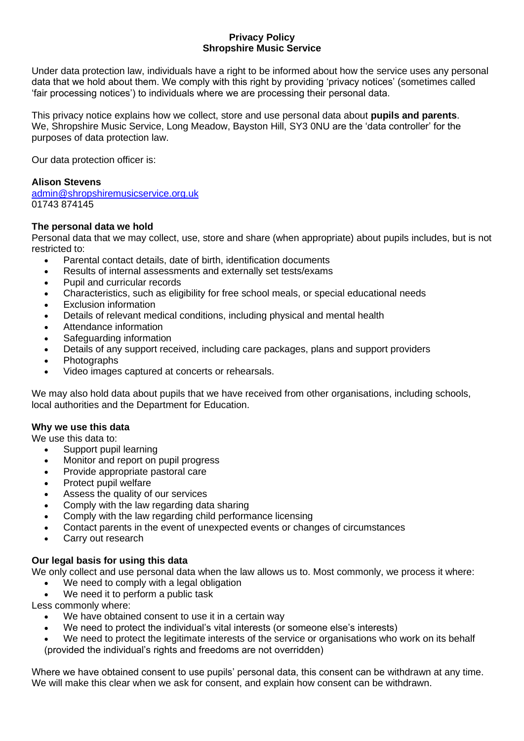# Privacy Policy
# Shropshire Music Service

Under data protection law, individuals have a right to be informed about how the service uses any personal data that we hold about them. We comply with this right by providing 'privacy notices' (sometimes called 'fair processing notices') to individuals where we are processing their personal data.

This privacy notice explains how we collect, store and use personal data about **pupils and parents**. We, Shropshire Music Service, Long Meadow, Bayston Hill, SY3 0NU are the 'data controller' for the purposes of data protection law.

Our data protection officer is:

**Alison Stevens**
[admin@shropshiremusicservice.org.uk](mailto:admin@shropshiremusicservice.org.uk)
01743 874145

### The personal data we hold

Personal data that we may collect, use, store and share (when appropriate) about pupils includes, but is not restricted to:

- Parental contact details, date of birth, identification documents
- Results of internal assessments and externally set tests/exams
- Pupil and curricular records
- Characteristics, such as eligibility for free school meals, or special educational needs
- Exclusion information
- Details of relevant medical conditions, including physical and mental health
- Attendance information
- Safeguarding information
- Details of any support received, including care packages, plans and support providers
- Photographs
- Video images captured at concerts or rehearsals.

We may also hold data about pupils that we have received from other organisations, including schools, local authorities and the Department for Education.

### Why we use this data

We use this data to:

- Support pupil learning
- Monitor and report on pupil progress
- Provide appropriate pastoral care
- Protect pupil welfare
- Assess the quality of our services
- Comply with the law regarding data sharing
- Comply with the law regarding child performance licensing
- Contact parents in the event of unexpected events or changes of circumstances
- Carry out research

### Our legal basis for using this data

We only collect and use personal data when the law allows us to. Most commonly, we process it where:

- We need to comply with a legal obligation
- We need it to perform a public task

Less commonly where:

- We have obtained consent to use it in a certain way
- We need to protect the individual's vital interests (or someone else's interests)
- We need to protect the legitimate interests of the service or organisations who work on its behalf (provided the individual's rights and freedoms are not overridden)

Where we have obtained consent to use pupils' personal data, this consent can be withdrawn at any time. We will make this clear when we ask for consent, and explain how consent can be withdrawn.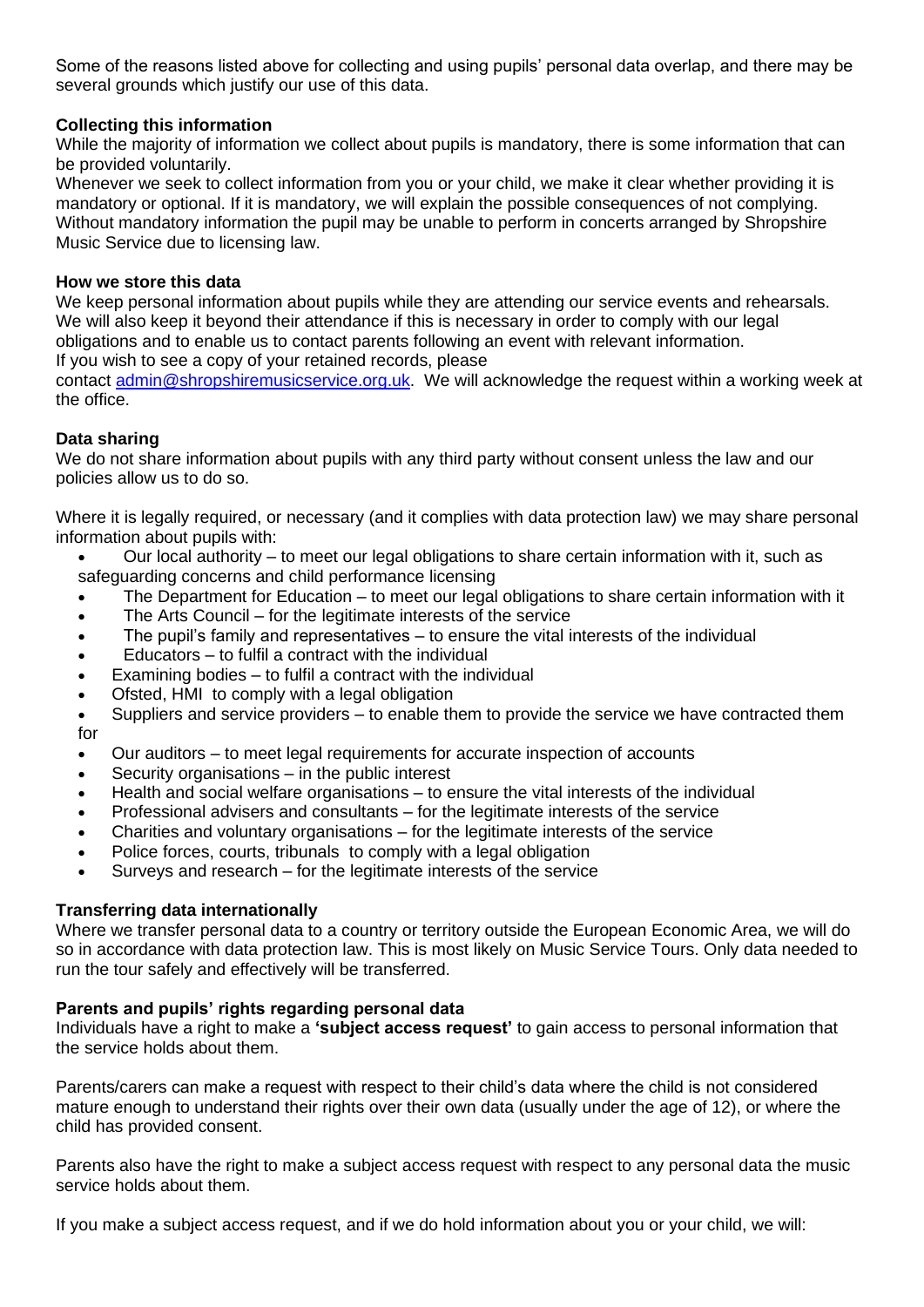Some of the reasons listed above for collecting and using pupils' personal data overlap, and there may be several grounds which justify our use of this data.

**Collecting this information**

While the majority of information we collect about pupils is mandatory, there is some information that can be provided voluntarily.

Whenever we seek to collect information from you or your child, we make it clear whether providing it is mandatory or optional. If it is mandatory, we will explain the possible consequences of not complying. Without mandatory information the pupil may be unable to perform in concerts arranged by Shropshire Music Service due to licensing law.

**How we store this data**

We keep personal information about pupils while they are attending our service events and rehearsals. We will also keep it beyond their attendance if this is necessary in order to comply with our legal obligations and to enable us to contact parents following an event with relevant information.

If you wish to see a copy of your retained records, please contact admin@shropshiremusicservice.org.uk. We will acknowledge the request within a working week at the office.

**Data sharing**

We do not share information about pupils with any third party without consent unless the law and our policies allow us to do so.

Where it is legally required, or necessary (and it complies with data protection law) we may share personal information about pupils with:

- Our local authority – to meet our legal obligations to share certain information with it, such as safeguarding concerns and child performance licensing
- The Department for Education – to meet our legal obligations to share certain information with it
- The Arts Council – for the legitimate interests of the service
- The pupil's family and representatives – to ensure the vital interests of the individual
- Educators – to fulfil a contract with the individual
- Examining bodies – to fulfil a contract with the individual
- Ofsted, HMI to comply with a legal obligation
- Suppliers and service providers – to enable them to provide the service we have contracted them for
- Our auditors – to meet legal requirements for accurate inspection of accounts
- Security organisations – in the public interest
- Health and social welfare organisations – to ensure the vital interests of the individual
- Professional advisers and consultants – for the legitimate interests of the service
- Charities and voluntary organisations – for the legitimate interests of the service
- Police forces, courts, tribunals to comply with a legal obligation
- Surveys and research – for the legitimate interests of the service

**Transferring data internationally**

Where we transfer personal data to a country or territory outside the European Economic Area, we will do so in accordance with data protection law. This is most likely on Music Service Tours. Only data needed to run the tour safely and effectively will be transferred.

**Parents and pupils' rights regarding personal data**

Individuals have a right to make a **'subject access request'** to gain access to personal information that the service holds about them.

Parents/carers can make a request with respect to their child's data where the child is not considered mature enough to understand their rights over their own data (usually under the age of 12), or where the child has provided consent.

Parents also have the right to make a subject access request with respect to any personal data the music service holds about them.

If you make a subject access request, and if we do hold information about you or your child, we will: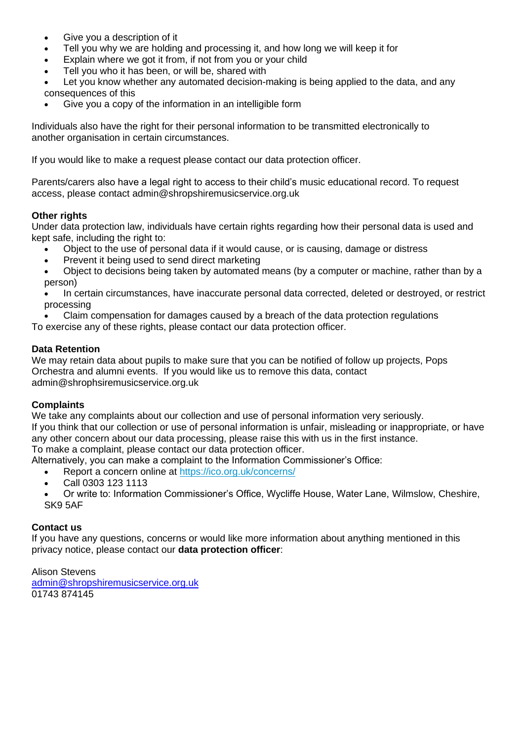- Give you a description of it
- Tell you why we are holding and processing it, and how long we will keep it for
- Explain where we got it from, if not from you or your child
- Tell you who it has been, or will be, shared with
- Let you know whether any automated decision-making is being applied to the data, and any consequences of this
- Give you a copy of the information in an intelligible form

Individuals also have the right for their personal information to be transmitted electronically to another organisation in certain circumstances.

If you would like to make a request please contact our data protection officer.

Parents/carers also have a legal right to access to their child's music educational record. To request access, please contact admin@shropshiremusicservice.org.uk

**Other rights**

Under data protection law, individuals have certain rights regarding how their personal data is used and kept safe, including the right to:

- Object to the use of personal data if it would cause, or is causing, damage or distress
- Prevent it being used to send direct marketing
- Object to decisions being taken by automated means (by a computer or machine, rather than by a person)
- In certain circumstances, have inaccurate personal data corrected, deleted or destroyed, or restrict processing
- Claim compensation for damages caused by a breach of the data protection regulations

To exercise any of these rights, please contact our data protection officer.

**Data Retention**

We may retain data about pupils to make sure that you can be notified of follow up projects, Pops Orchestra and alumni events. If you would like us to remove this data, contact admin@shrophsiremusicservice.org.uk

**Complaints**

We take any complaints about our collection and use of personal information very seriously.
If you think that our collection or use of personal information is unfair, misleading or inappropriate, or have any other concern about our data processing, please raise this with us in the first instance.
To make a complaint, please contact our data protection officer.
Alternatively, you can make a complaint to the Information Commissioner's Office:

- Report a concern online at https://ico.org.uk/concerns/
- Call 0303 123 1113
- Or write to: Information Commissioner's Office, Wycliffe House, Water Lane, Wilmslow, Cheshire, SK9 5AF

**Contact us**

If you have any questions, concerns or would like more information about anything mentioned in this privacy notice, please contact our **data protection officer**:

Alison Stevens
admin@shropshiremusicservice.org.uk
01743 874145